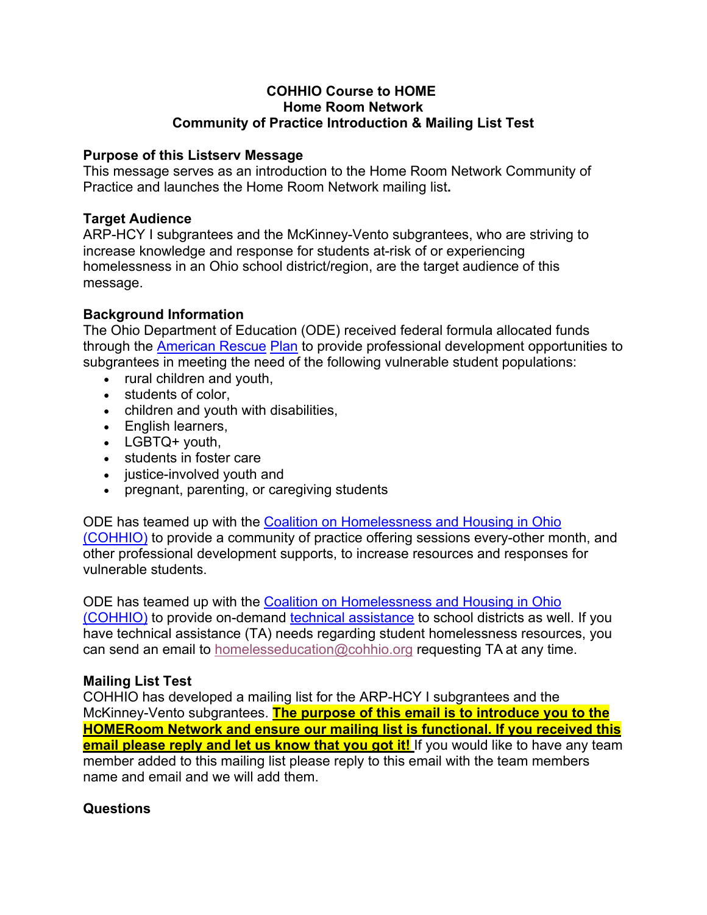# COHHIO Course to HOME
# Home Room Network
# Community of Practice Introduction & Mailing List Test

**Purpose of this Listserv Message**

This message serves as an introduction to the Home Room Network Community of Practice and launches the Home Room Network mailing list**.**

**Target Audience**

ARP-HCY I subgrantees and the McKinney-Vento subgrantees, who are striving to increase knowledge and response for students at-risk of or experiencing homelessness in an Ohio school district/region, are the target audience of this message.

**Background Information**

The Ohio Department of Education (ODE) received federal formula allocated funds through the American Rescue Plan to provide professional development opportunities to subgrantees in meeting the need of the following vulnerable student populations:

- rural children and youth,
- students of color,
- children and youth with disabilities,
- English learners,
- LGBTQ+ youth,
- students in foster care
- justice-involved youth and
- pregnant, parenting, or caregiving students

ODE has teamed up with the Coalition on Homelessness and Housing in Ohio (COHHIO) to provide a community of practice offering sessions every-other month, and other professional development supports, to increase resources and responses for vulnerable students.

ODE has teamed up with the Coalition on Homelessness and Housing in Ohio (COHHIO) to provide on-demand technical assistance to school districts as well. If you have technical assistance (TA) needs regarding student homelessness resources, you can send an email to homelesseducation@cohhio.org requesting TA at any time.

**Mailing List Test**

COHHIO has developed a mailing list for the ARP-HCY I subgrantees and the McKinney-Vento subgrantees. **The purpose of this email is to introduce you to the HOMERoom Network and ensure our mailing list is functional. If you received this email please reply and let us know that you got it!** If you would like to have any team member added to this mailing list please reply to this email with the team members name and email and we will add them.

**Questions**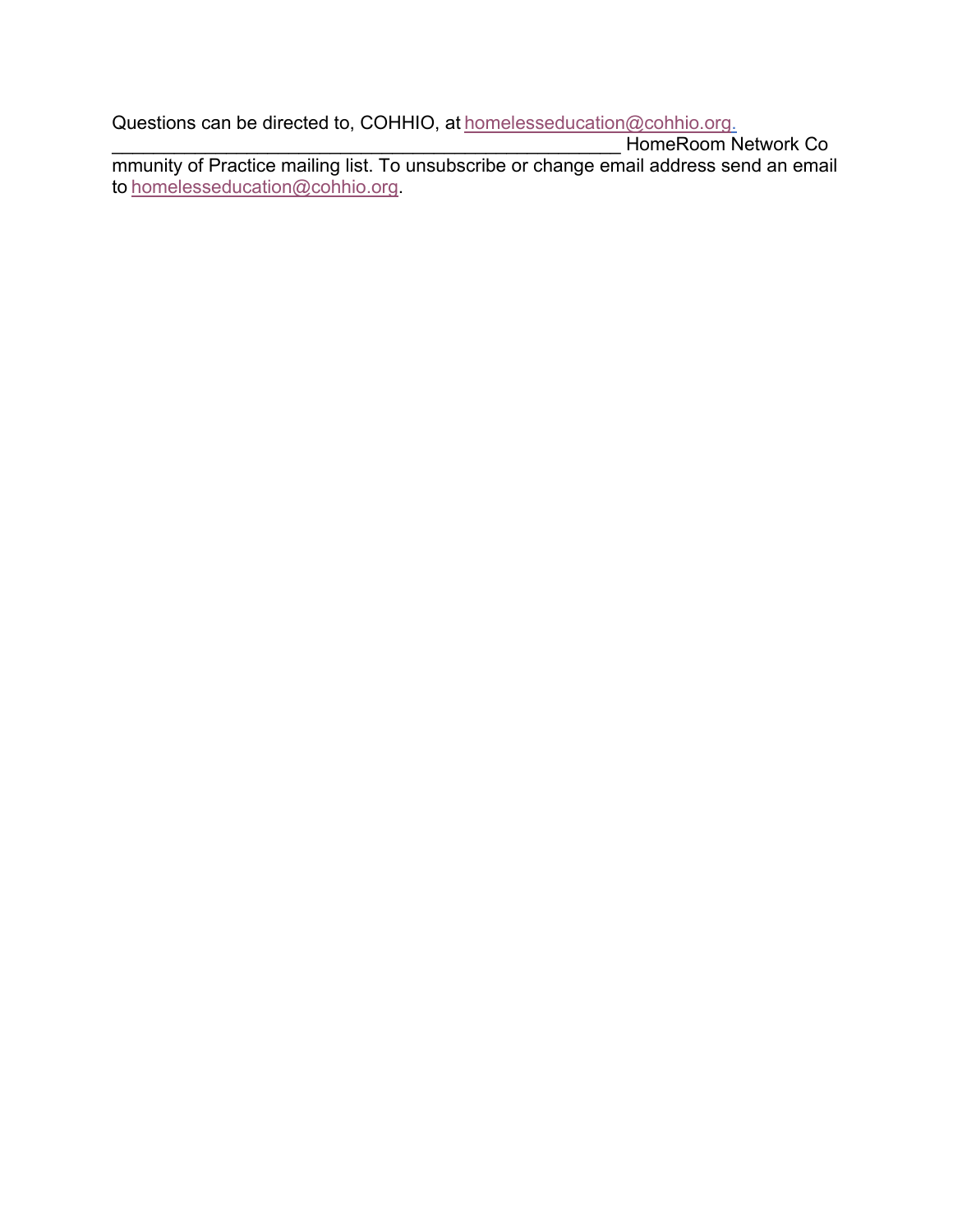Questions can be directed to, COHHIO, at homelesseducation@cohhio.org.

___________________________________________________ HomeRoom Network Community of Practice mailing list. To unsubscribe or change email address send an email to homelesseducation@cohhio.org.